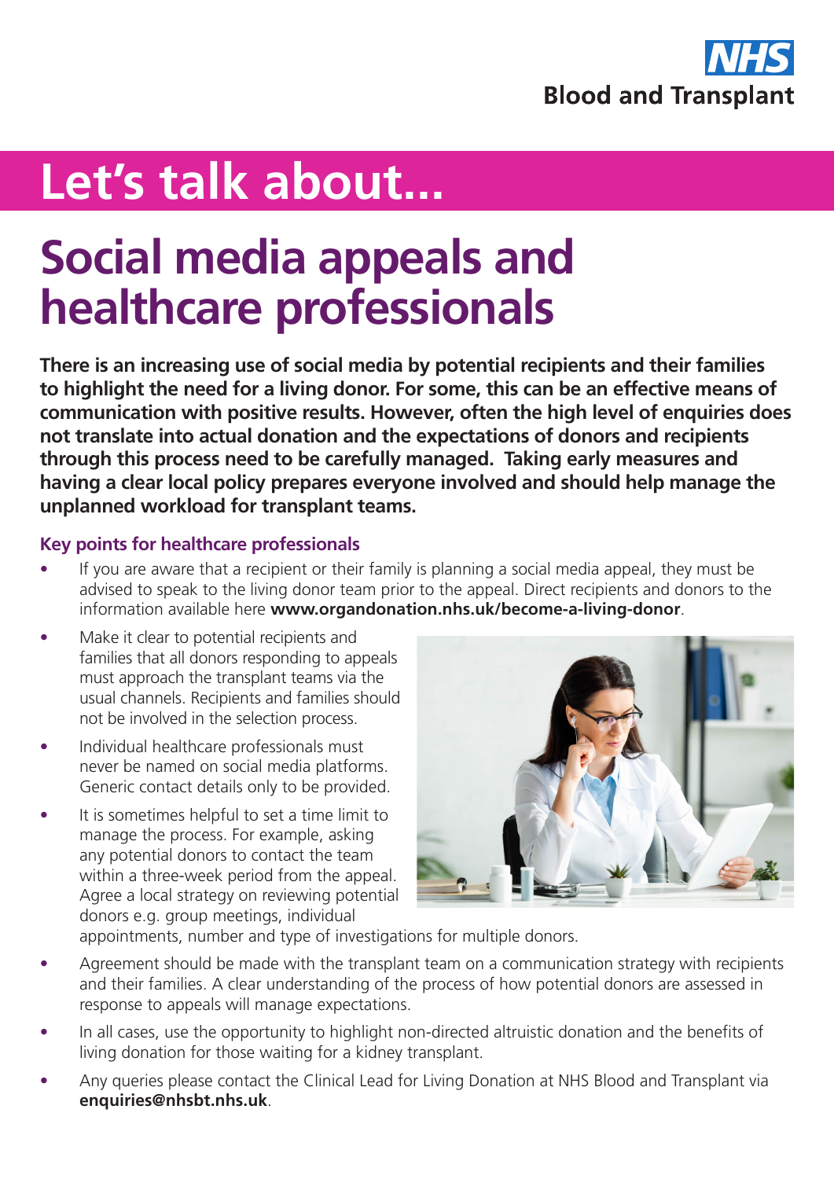NHS Blood and Transplant

# Let's talk about...

# Social media appeals and healthcare professionals

**There is an increasing use of social media by potential recipients and their families to highlight the need for a living donor. For some, this can be an effective means of communication with positive results. However, often the high level of enquiries does not translate into actual donation and the expectations of donors and recipients through this process need to be carefully managed. Taking early measures and having a clear local policy prepares everyone involved and should help manage the unplanned workload for transplant teams.**

## Key points for healthcare professionals

- If you are aware that a recipient or their family is planning a social media appeal, they must be advised to speak to the living donor team prior to the appeal. Direct recipients and donors to the information available here **www.organdonation.nhs.uk/become-a-living-donor**.
- Make it clear to potential recipients and families that all donors responding to appeals must approach the transplant teams via the usual channels. Recipients and families should not be involved in the selection process.
- Individual healthcare professionals must never be named on social media platforms. Generic contact details only to be provided.
- It is sometimes helpful to set a time limit to manage the process. For example, asking any potential donors to contact the team within a three-week period from the appeal. Agree a local strategy on reviewing potential donors e.g. group meetings, individual appointments, number and type of investigations for multiple donors.
- Agreement should be made with the transplant team on a communication strategy with recipients and their families. A clear understanding of the process of how potential donors are assessed in response to appeals will manage expectations.
- In all cases, use the opportunity to highlight non-directed altruistic donation and the benefits of living donation for those waiting for a kidney transplant.
- Any queries please contact the Clinical Lead for Living Donation at NHS Blood and Transplant via **enquiries@nhsbt.nhs.uk**.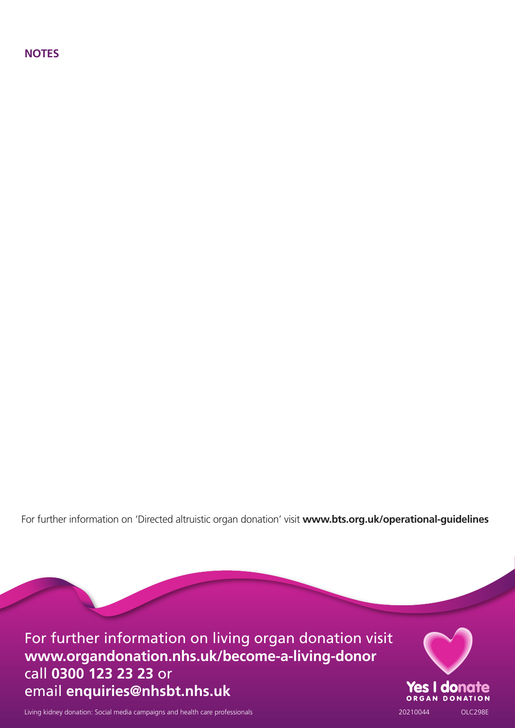## NOTES

For further information on 'Directed altruistic organ donation' visit **www.bts.org.uk/operational-guidelines**

For further information on living organ donation visit
**www.organdonation.nhs.uk/become-a-living-donor**
call **0300 123 23 23** or
email **enquiries@nhsbt.nhs.uk**

Yes I donate
ORGAN DONATION

Living kidney donation: Social media campaigns and health care professionals 20210044 OLC298E